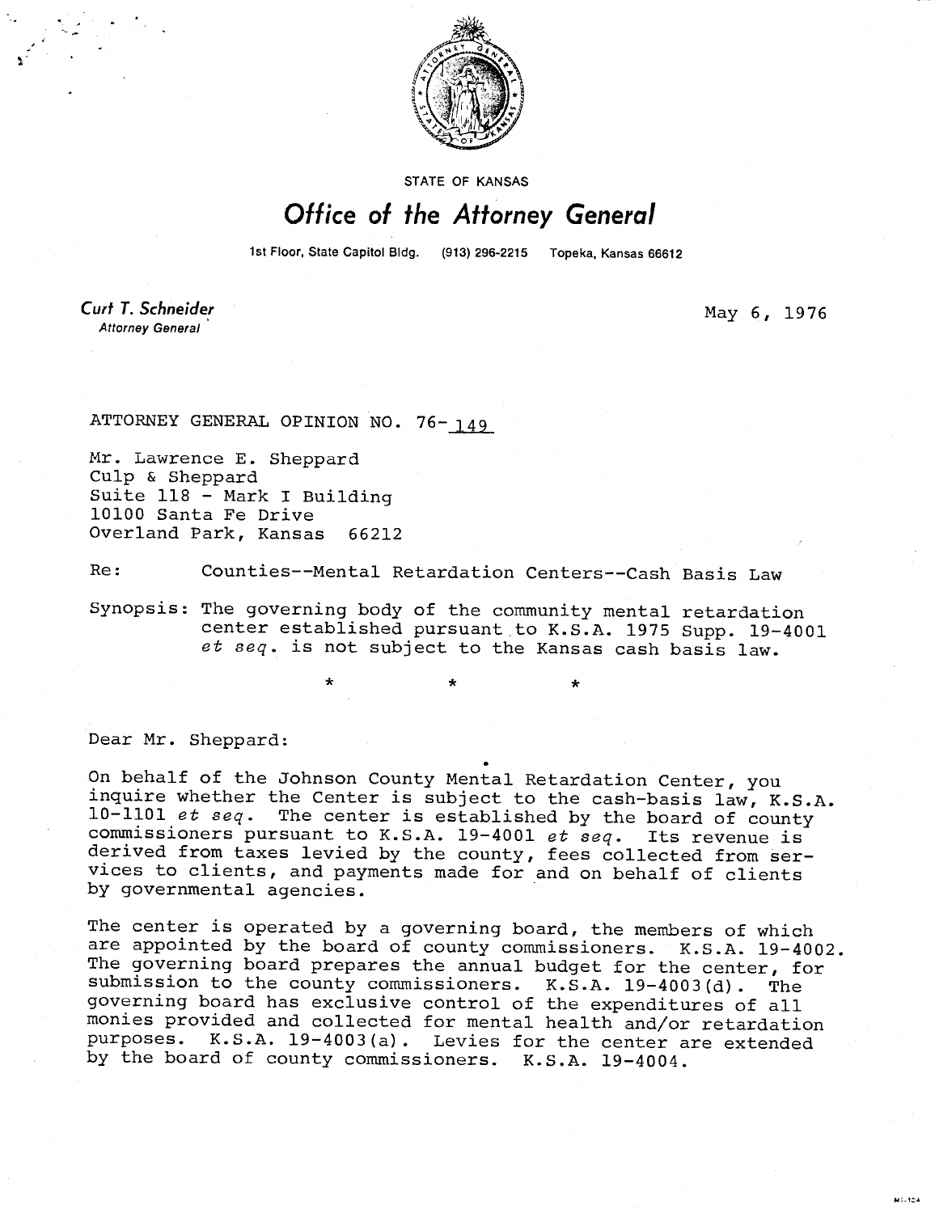STATE OF KANSAS

# Office of the Attorney General

1st Floor, State Capitol Bldg. (913) 296-2215 Topeka, Kansas 66612

**Curt T. Schneider**
*Attorney General*

May 6, 1976

ATTORNEY GENERAL OPINION NO. 76-149

Mr. Lawrence E. Sheppard
Culp & Sheppard
Suite 118 - Mark I Building
10100 Santa Fe Drive
Overland Park, Kansas 66212

Re: Counties--Mental Retardation Centers--Cash Basis Law

Synopsis: The governing body of the community mental retardation center established pursuant to K.S.A. 1975 Supp. 19-4001 *et seq.* is not subject to the Kansas cash basis law.

\* \* \*

Dear Mr. Sheppard:

On behalf of the Johnson County Mental Retardation Center, you inquire whether the Center is subject to the cash-basis law, K.S.A. 10-1101 *et seq.* The center is established by the board of county commissioners pursuant to K.S.A. 19-4001 *et seq.* Its revenue is derived from taxes levied by the county, fees collected from services to clients, and payments made for and on behalf of clients by governmental agencies.

The center is operated by a governing board, the members of which are appointed by the board of county commissioners. K.S.A. 19-4002. The governing board prepares the annual budget for the center, for submission to the county commissioners. K.S.A. 19-4003(d). The governing board has exclusive control of the expenditures of all monies provided and collected for mental health and/or retardation purposes. K.S.A. 19-4003(a). Levies for the center are extended by the board of county commissioners. K.S.A. 19-4004.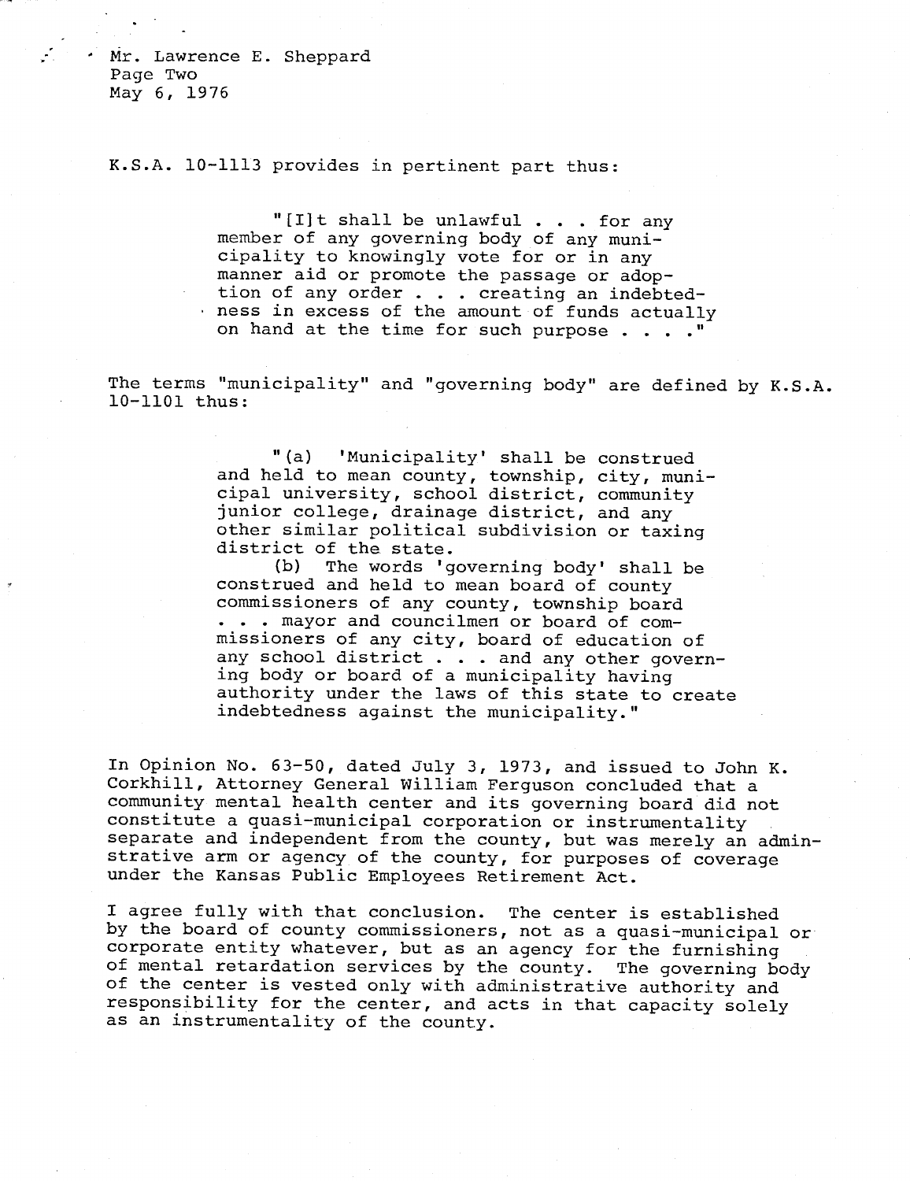K.S.A. 10-1113 provides in pertinent part thus:

> "[I]t shall be unlawful . . . for any member of any governing body of any municipality to knowingly vote for or in any manner aid or promote the passage or adoption of any order . . . creating an indebtedness in excess of the amount of funds actually on hand at the time for such purpose . . . ."

The terms "municipality" and "governing body" are defined by K.S.A. 10-1101 thus:

> "(a) 'Municipality' shall be construed and held to mean county, township, city, municipal university, school district, community junior college, drainage district, and any other similar political subdivision or taxing district of the state.
>
> (b) The words 'governing body' shall be construed and held to mean board of county commissioners of any county, township board . . . mayor and councilmen or board of commissioners of any city, board of education of any school district . . . and any other governing body or board of a municipality having authority under the laws of this state to create indebtedness against the municipality."

In Opinion No. 63-50, dated July 3, 1973, and issued to John K. Corkhill, Attorney General William Ferguson concluded that a community mental health center and its governing board did not constitute a quasi-municipal corporation or instrumentality separate and independent from the county, but was merely an administrative arm or agency of the county, for purposes of coverage under the Kansas Public Employees Retirement Act.

I agree fully with that conclusion. The center is established by the board of county commissioners, not as a quasi-municipal or corporate entity whatever, but as an agency for the furnishing of mental retardation services by the county. The governing body of the center is vested only with administrative authority and responsibility for the center, and acts in that capacity solely as an instrumentality of the county.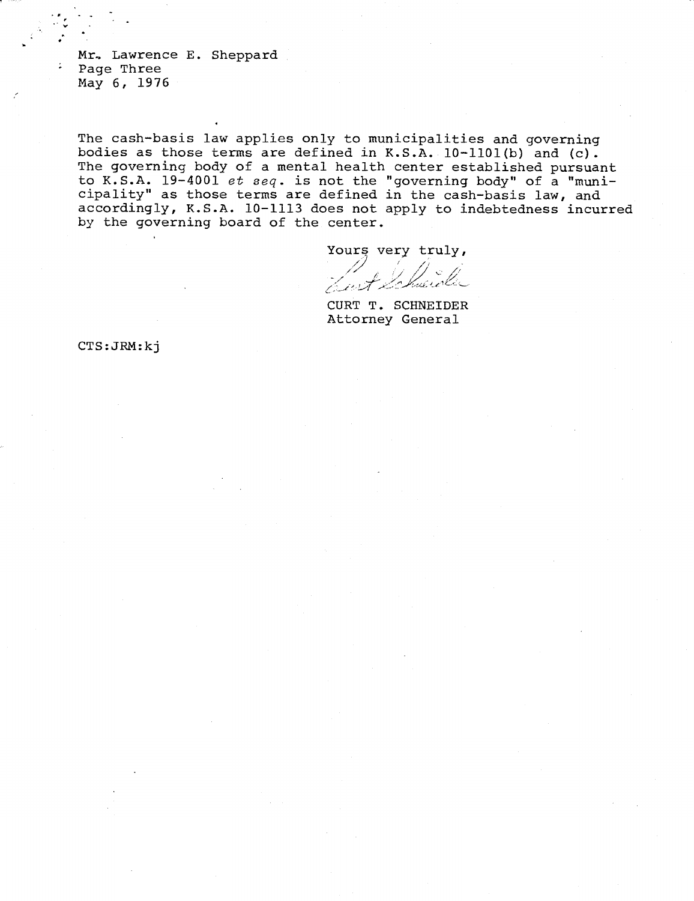Mr. Lawrence E. Sheppard
Page Three
May 6, 1976

The cash-basis law applies only to municipalities and governing bodies as those terms are defined in K.S.A. 10-1101(b) and (c). The governing body of a mental health center established pursuant to K.S.A. 19-4001 *et seq.* is not the "governing body" of a "municipality" as those terms are defined in the cash-basis law, and accordingly, K.S.A. 10-1113 does not apply to indebtedness incurred by the governing board of the center.

Yours very truly,

CURT T. SCHNEIDER
Attorney General

CTS:JRM:kj